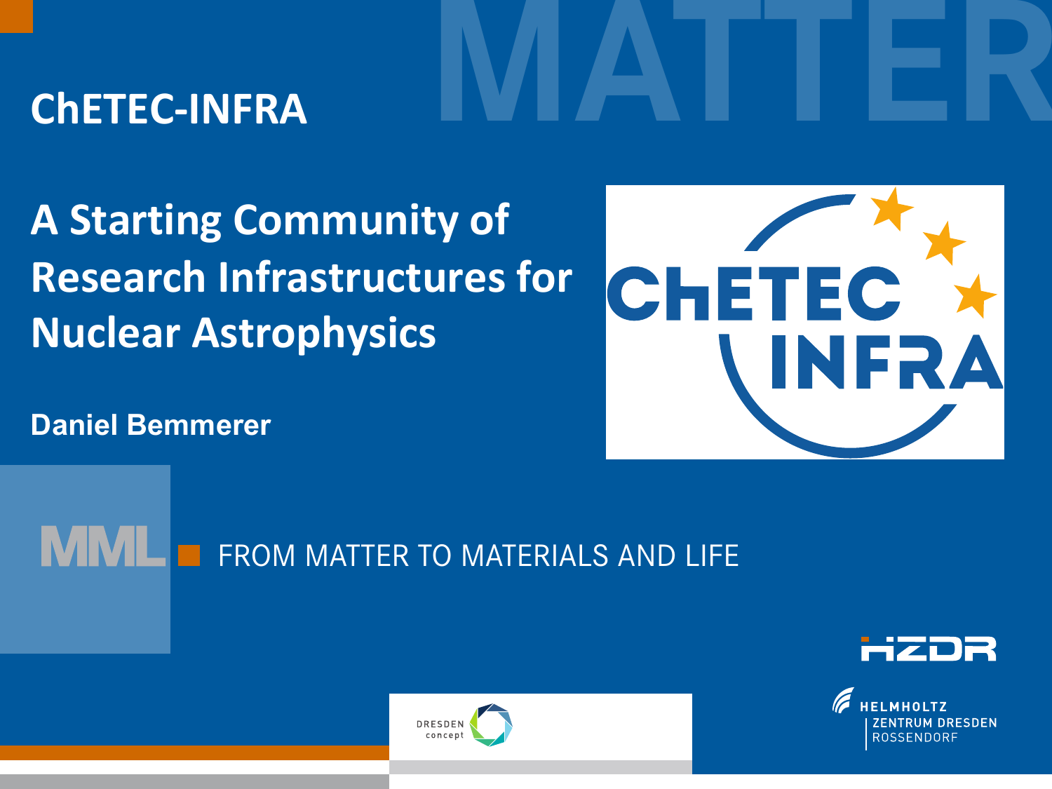# ChETEC-INFRA

## A Starting Community of Research Infrastructures for Nuclear Astrophysics

**Daniel Bemmerer**

MML FROM MATTER TO MATERIALS AND LIFE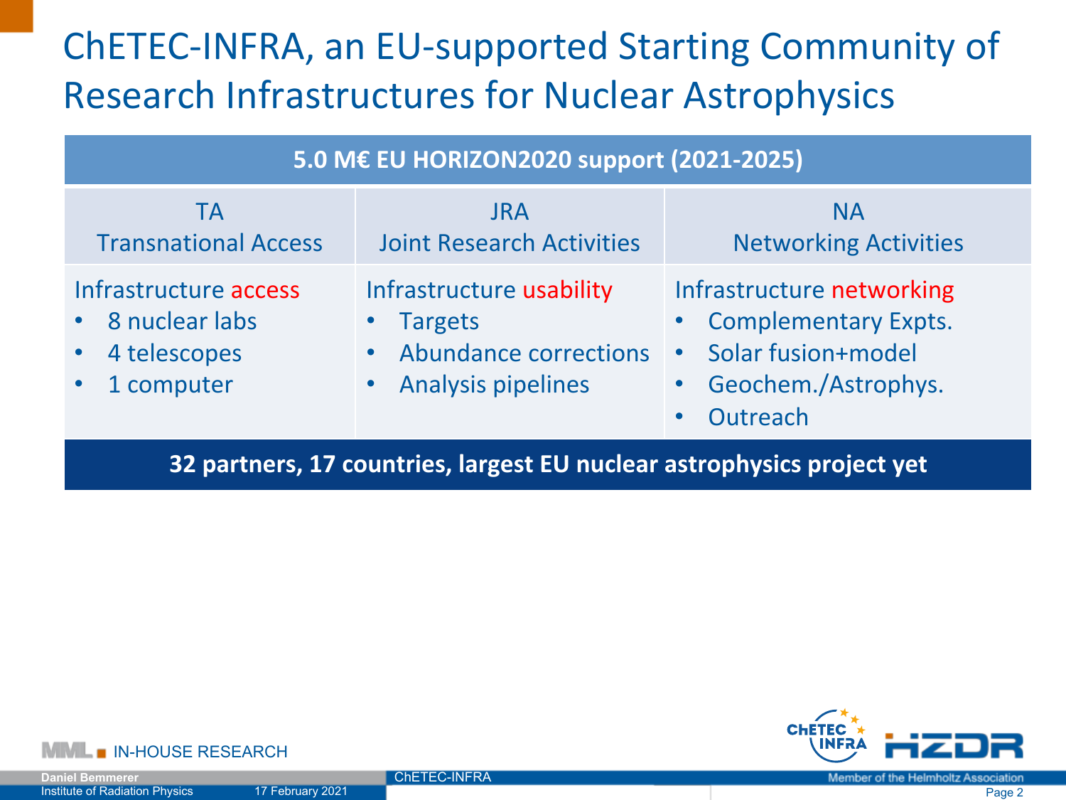# ChETEC-INFRA, an EU-supported Starting Community of Research Infrastructures for Nuclear Astrophysics

| 5.0 M€ EU HORIZON2020 support (2021-2025) | | |
|---|---|---|
| TA<br>Transnational Access | JRA<br>Joint Research Activities | NA<br>Networking Activities |
| Infrastructure access<br>• 8 nuclear labs<br>• 4 telescopes<br>• 1 computer | Infrastructure usability<br>• Targets<br>• Abundance corrections<br>• Analysis pipelines | Infrastructure networking<br>• Complementary Expts.<br>• Solar fusion+model<br>• Geochem./Astrophys.<br>• Outreach |
| **32 partners, 17 countries, largest EU nuclear astrophysics project yet** | | |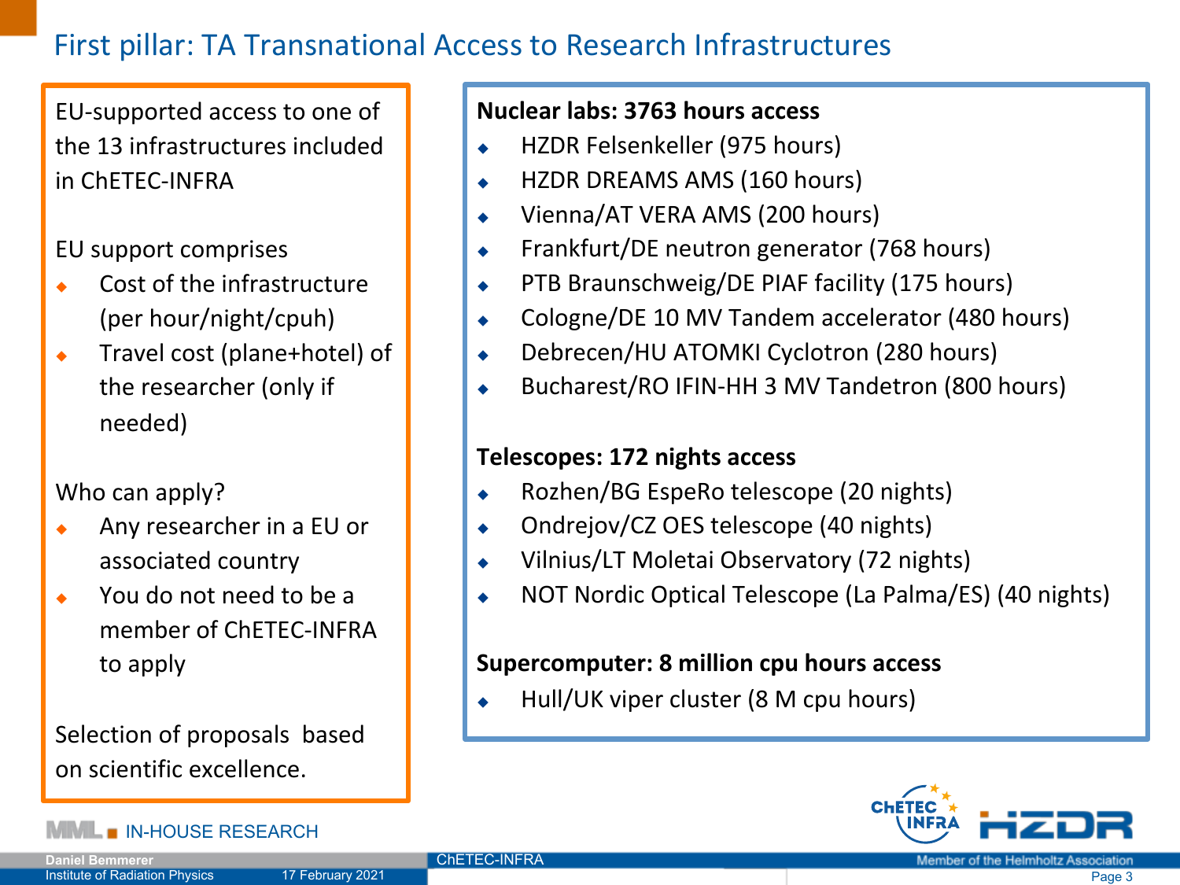# First pillar: TA Transnational Access to Research Infrastructures

EU-supported access to one of the 13 infrastructures included in ChETEC-INFRA

EU support comprises

- Cost of the infrastructure (per hour/night/cpuh)
- Travel cost (plane+hotel) of the researcher (only if needed)

Who can apply?

- Any researcher in a EU or associated country
- You do not need to be a member of ChETEC-INFRA to apply

Selection of proposals based on scientific excellence.

**Nuclear labs: 3763 hours access**

- HZDR Felsenkeller (975 hours)
- HZDR DREAMS AMS (160 hours)
- Vienna/AT VERA AMS (200 hours)
- Frankfurt/DE neutron generator (768 hours)
- PTB Braunschweig/DE PIAF facility (175 hours)
- Cologne/DE 10 MV Tandem accelerator (480 hours)
- Debrecen/HU ATOMKI Cyclotron (280 hours)
- Bucharest/RO IFIN-HH 3 MV Tandetron (800 hours)

**Telescopes: 172 nights access**

- Rozhen/BG EspeRo telescope (20 nights)
- Ondrejov/CZ OES telescope (40 nights)
- Vilnius/LT Moletai Observatory (72 nights)
- NOT Nordic Optical Telescope (La Palma/ES) (40 nights)

**Supercomputer: 8 million cpu hours access**

- Hull/UK viper cluster (8 M cpu hours)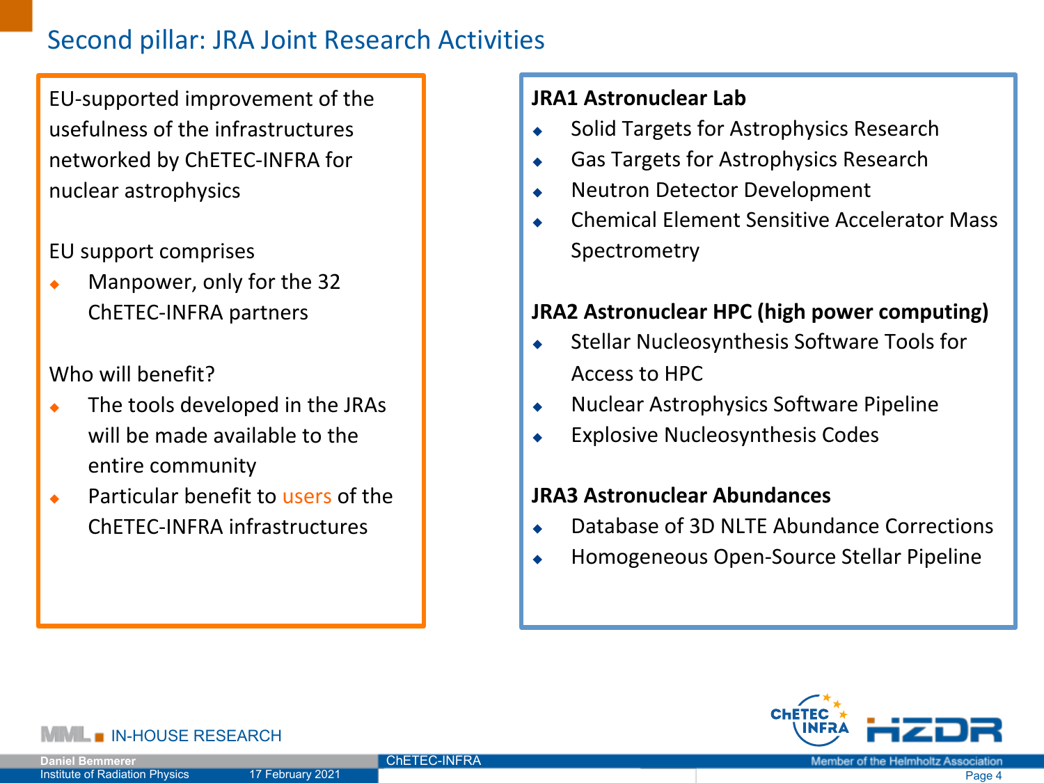# Second pillar: JRA Joint Research Activities

EU-supported improvement of the usefulness of the infrastructures networked by ChETEC-INFRA for nuclear astrophysics

EU support comprises

- Manpower, only for the 32 ChETEC-INFRA partners

Who will benefit?

- The tools developed in the JRAs will be made available to the entire community
- Particular benefit to users of the ChETEC-INFRA infrastructures

**JRA1 Astronuclear Lab**

- Solid Targets for Astrophysics Research
- Gas Targets for Astrophysics Research
- Neutron Detector Development
- Chemical Element Sensitive Accelerator Mass Spectrometry

**JRA2 Astronuclear HPC (high power computing)**

- Stellar Nucleosynthesis Software Tools for Access to HPC
- Nuclear Astrophysics Software Pipeline
- Explosive Nucleosynthesis Codes

**JRA3 Astronuclear Abundances**

- Database of 3D NLTE Abundance Corrections
- Homogeneous Open-Source Stellar Pipeline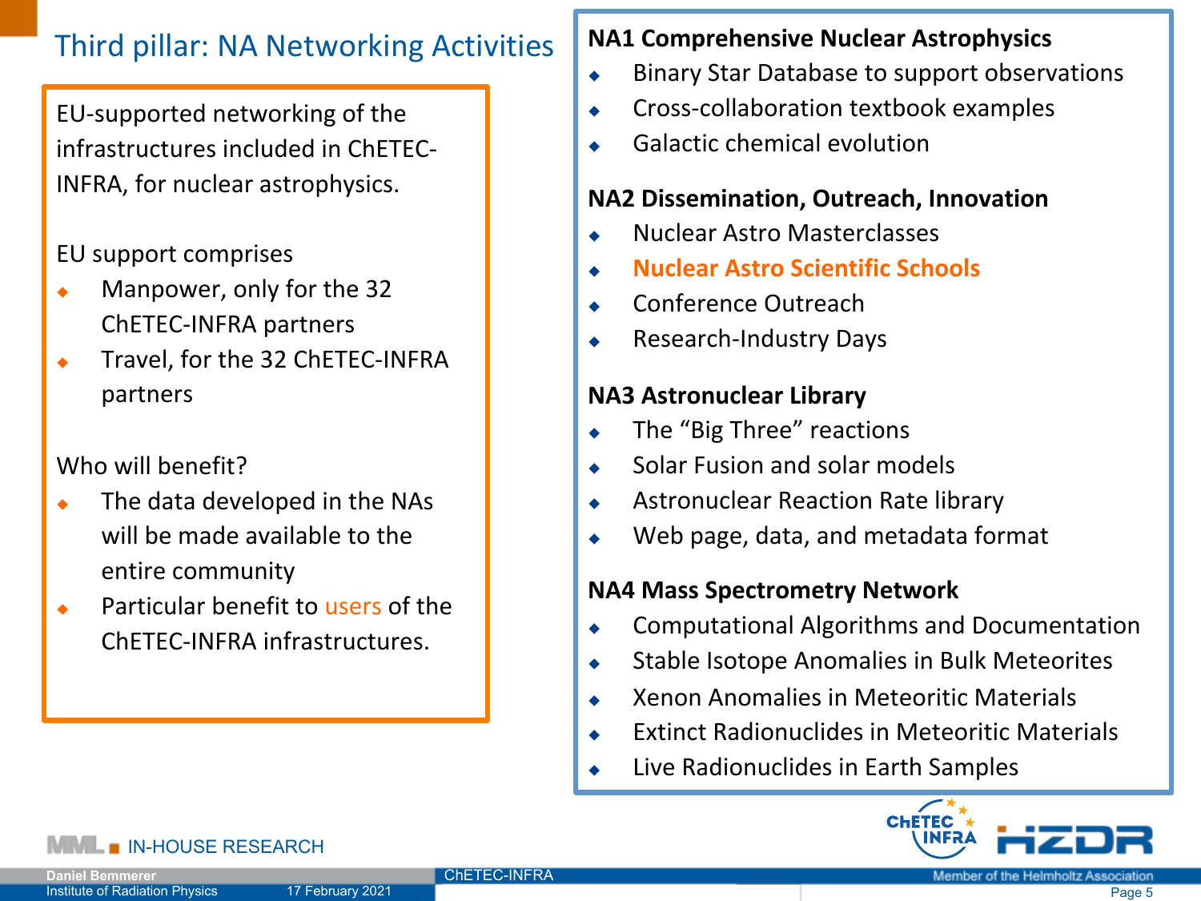# Third pillar: NA Networking Activities

EU-supported networking of the infrastructures included in ChETEC-INFRA, for nuclear astrophysics.

EU support comprises

- Manpower, only for the 32 ChETEC-INFRA partners
- Travel, for the 32 ChETEC-INFRA partners

Who will benefit?

- The data developed in the NAs will be made available to the entire community
- Particular benefit to users of the ChETEC-INFRA infrastructures.

**NA1 Comprehensive Nuclear Astrophysics**

- Binary Star Database to support observations
- Cross-collaboration textbook examples
- Galactic chemical evolution

**NA2 Dissemination, Outreach, Innovation**

- Nuclear Astro Masterclasses
- **Nuclear Astro Scientific Schools**
- Conference Outreach
- Research-Industry Days

**NA3 Astronuclear Library**

- The "Big Three" reactions
- Solar Fusion and solar models
- Astronuclear Reaction Rate library
- Web page, data, and metadata format

**NA4 Mass Spectrometry Network**

- Computational Algorithms and Documentation
- Stable Isotope Anomalies in Bulk Meteorites
- Xenon Anomalies in Meteoritic Materials
- Extinct Radionuclides in Meteoritic Materials
- Live Radionuclides in Earth Samples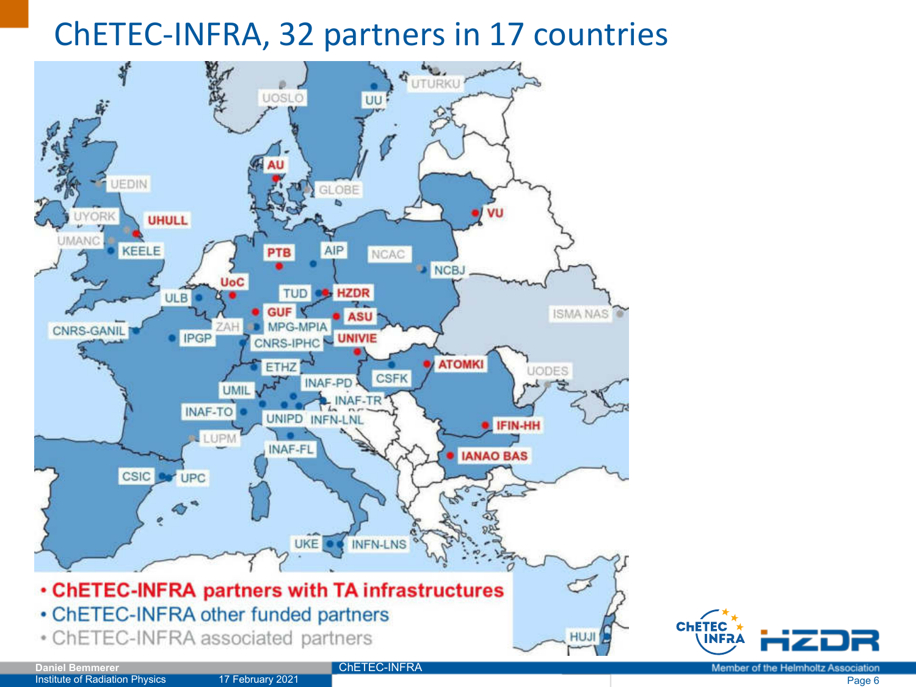# ChETEC-INFRA, 32 partners in 17 countries

UOSLO
UU
UTURKU
AU
UEDIN
GLOBE
VU
UYORK
UHULL
UMANC
KEELE
PTB
AIP
NCAC
NCBJ
UoC
ULB
TUD
HZDR
GUF
ASU
ISMA NAS
CNRS-GANIL
ZAH
MPG-MPIA
IPGP
CNRS-IPHC
UNIVIE
ETHZ
ATOMKI
INAF-PD
CSFK
UODES
UMIL
INAF-TR
INAF-TO
UNIPD
INFN-LNL
IFIN-HH
LUPM
INAF-FL
IANAO BAS
CSIC
UPC
UKE
INFN-LNS
HUJI

- **ChETEC-INFRA partners with TA infrastructures**
- ChETEC-INFRA other funded partners
- ChETEC-INFRA associated partners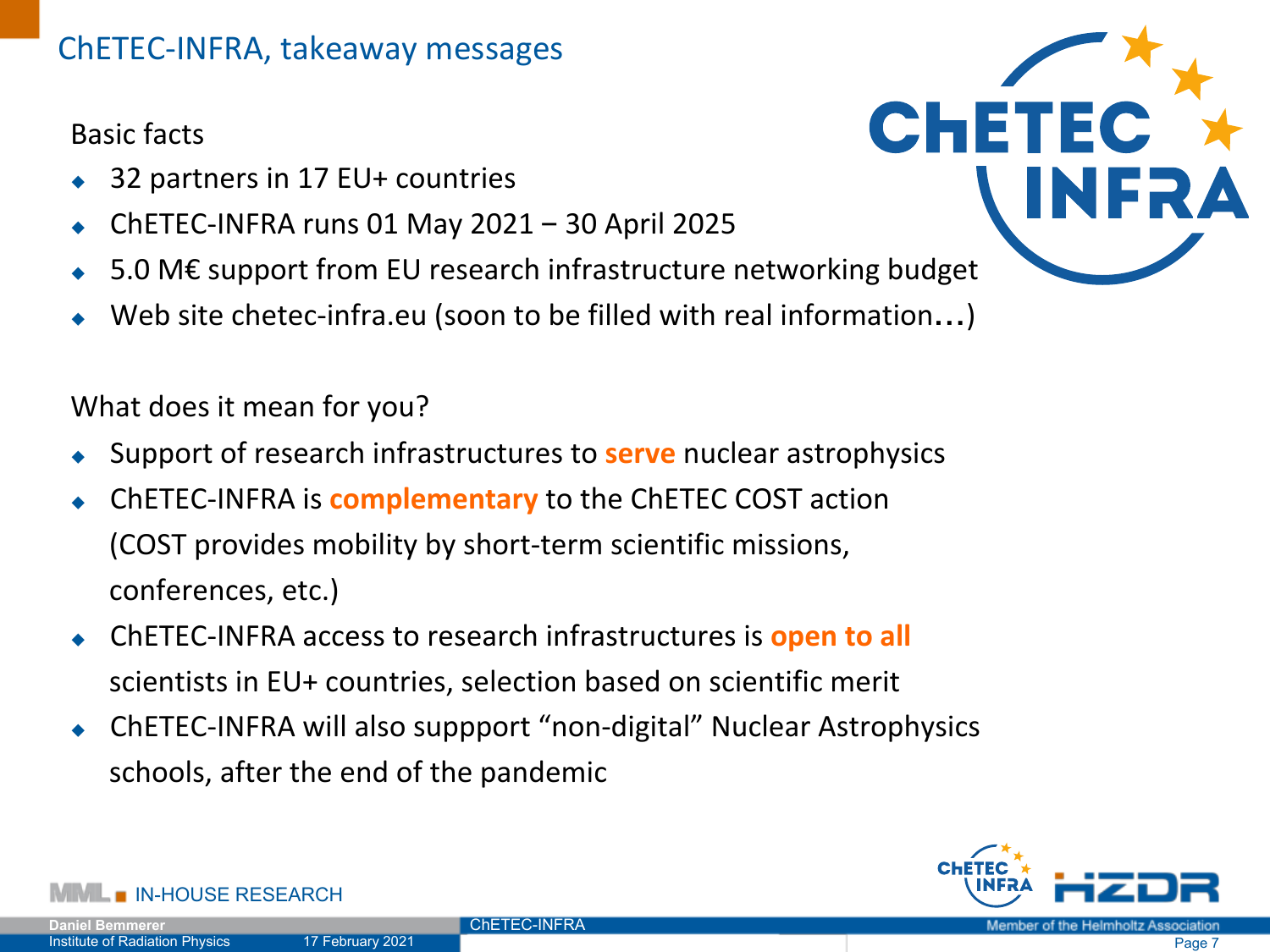# ChETEC-INFRA, takeaway messages

Basic facts

- 32 partners in 17 EU+ countries
- ChETEC-INFRA runs 01 May 2021 – 30 April 2025
- 5.0 M€ support from EU research infrastructure networking budget
- Web site chetec-infra.eu (soon to be filled with real information…)

What does it mean for you?

- Support of research infrastructures to **serve** nuclear astrophysics
- ChETEC-INFRA is **complementary** to the ChETEC COST action (COST provides mobility by short-term scientific missions, conferences, etc.)
- ChETEC-INFRA access to research infrastructures is **open to all** scientists in EU+ countries, selection based on scientific merit
- ChETEC-INFRA will also suppport "non-digital" Nuclear Astrophysics schools, after the end of the pandemic